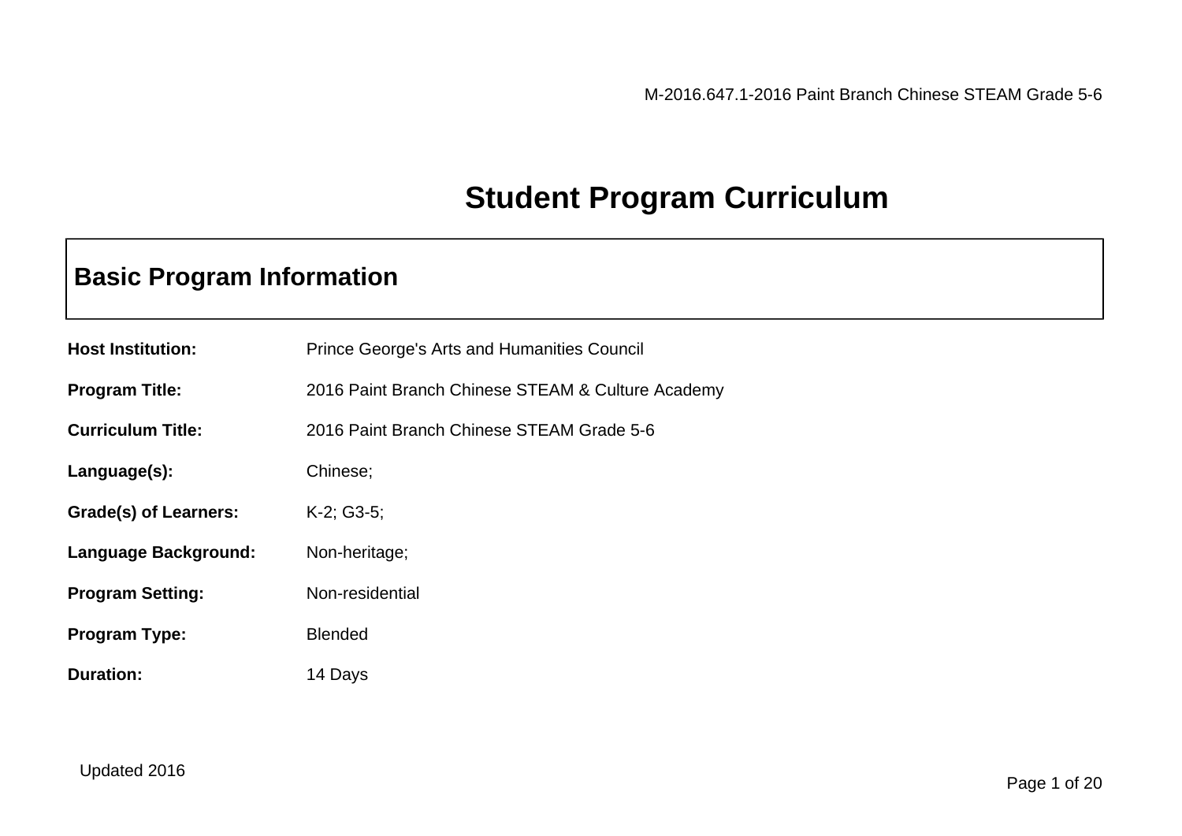# Student Program Curriculum

## Basic Program Information

| | |
|---|---|
| **Host Institution:** | Prince George's Arts and Humanities Council |
| **Program Title:** | 2016 Paint Branch Chinese STEAM & Culture Academy |
| **Curriculum Title:** | 2016 Paint Branch Chinese STEAM Grade 5-6 |
| **Language(s):** | Chinese; |
| **Grade(s) of Learners:** | K-2; G3-5; |
| **Language Background:** | Non-heritage; |
| **Program Setting:** | Non-residential |
| **Program Type:** | Blended |
| **Duration:** | 14 Days |

Updated 2016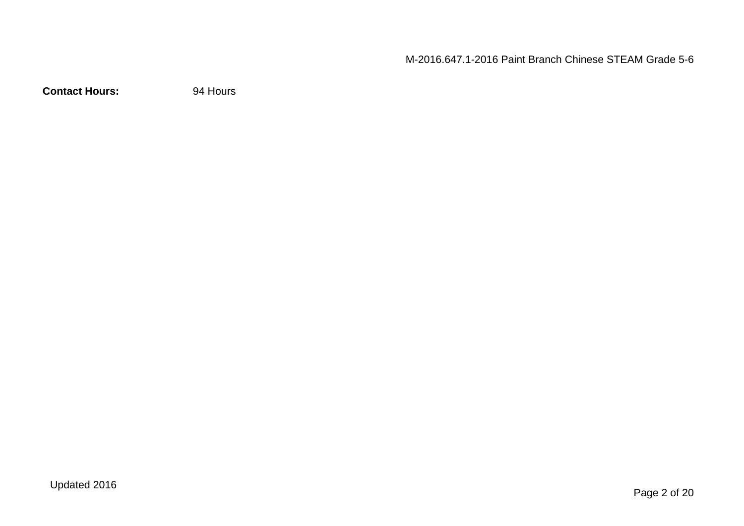**Contact Hours:** 94 Hours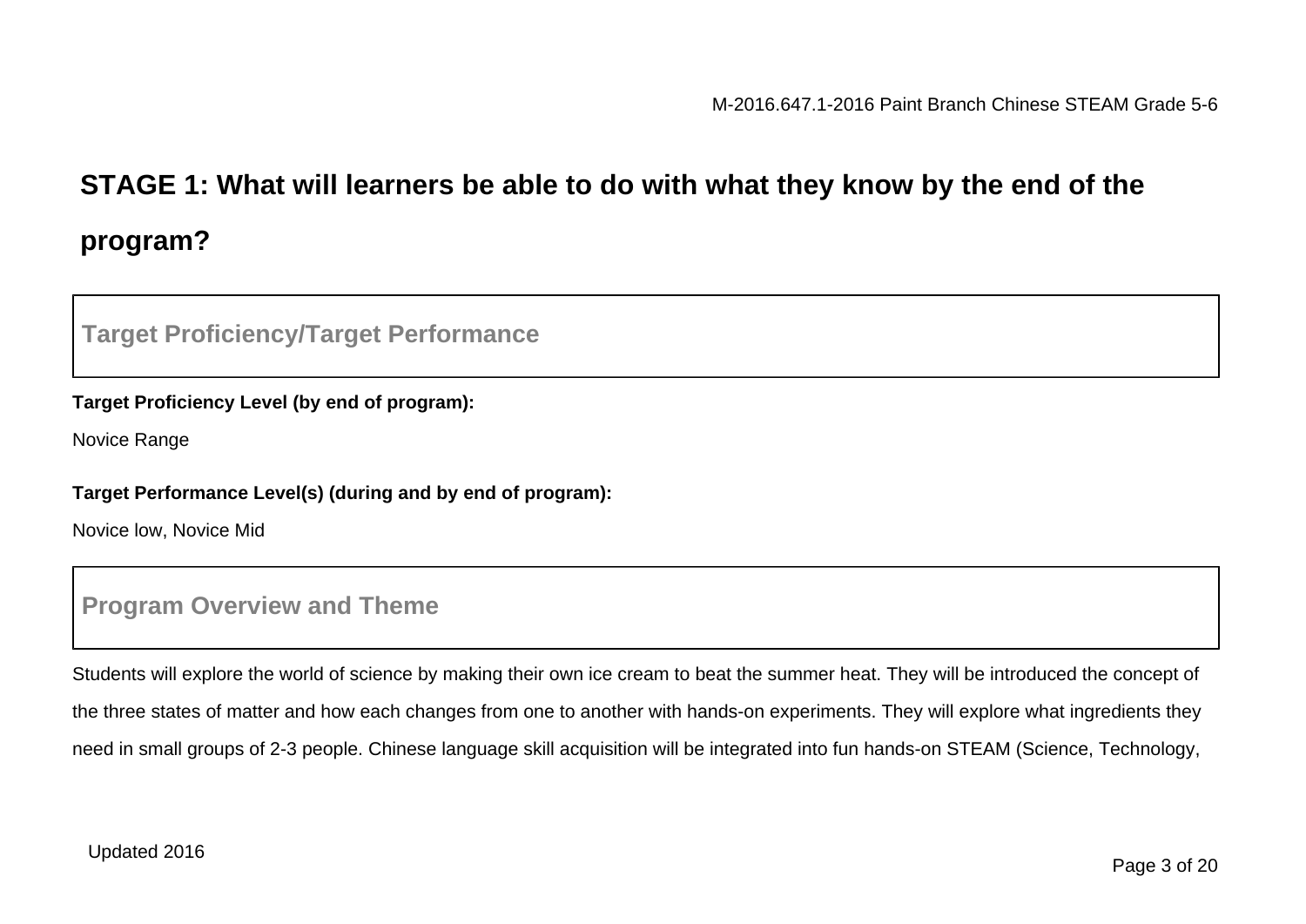## STAGE 1: What will learners be able to do with what they know by the end of the program?

### Target Proficiency/Target Performance

**Target Proficiency Level (by end of program):**

Novice Range

**Target Performance Level(s) (during and by end of program):**

Novice low, Novice Mid

### Program Overview and Theme

Students will explore the world of science by making their own ice cream to beat the summer heat. They will be introduced the concept of the three states of matter and how each changes from one to another with hands-on experiments. They will explore what ingredients they need in small groups of 2-3 people. Chinese language skill acquisition will be integrated into fun hands-on STEAM (Science, Technology,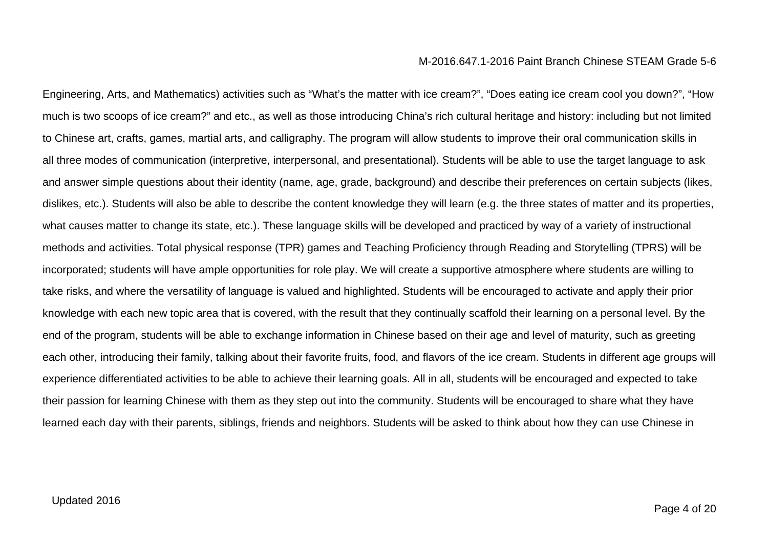Engineering, Arts, and Mathematics) activities such as “What’s the matter with ice cream?”, “Does eating ice cream cool you down?”, “How much is two scoops of ice cream?” and etc., as well as those introducing China’s rich cultural heritage and history: including but not limited to Chinese art, crafts, games, martial arts, and calligraphy. The program will allow students to improve their oral communication skills in all three modes of communication (interpretive, interpersonal, and presentational). Students will be able to use the target language to ask and answer simple questions about their identity (name, age, grade, background) and describe their preferences on certain subjects (likes, dislikes, etc.). Students will also be able to describe the content knowledge they will learn (e.g. the three states of matter and its properties, what causes matter to change its state, etc.). These language skills will be developed and practiced by way of a variety of instructional methods and activities. Total physical response (TPR) games and Teaching Proficiency through Reading and Storytelling (TPRS) will be incorporated; students will have ample opportunities for role play. We will create a supportive atmosphere where students are willing to take risks, and where the versatility of language is valued and highlighted. Students will be encouraged to activate and apply their prior knowledge with each new topic area that is covered, with the result that they continually scaffold their learning on a personal level. By the end of the program, students will be able to exchange information in Chinese based on their age and level of maturity, such as greeting each other, introducing their family, talking about their favorite fruits, food, and flavors of the ice cream. Students in different age groups will experience differentiated activities to be able to achieve their learning goals. All in all, students will be encouraged and expected to take their passion for learning Chinese with them as they step out into the community. Students will be encouraged to share what they have learned each day with their parents, siblings, friends and neighbors. Students will be asked to think about how they can use Chinese in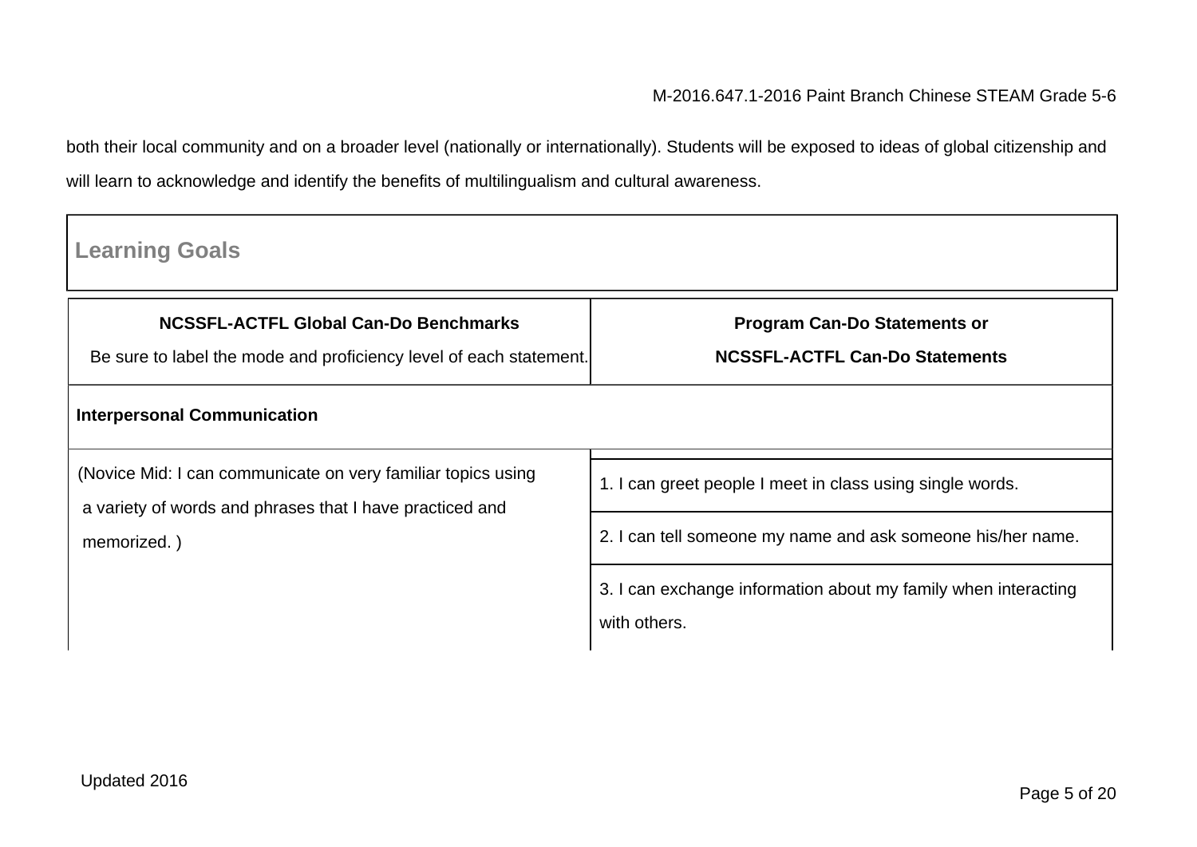both their local community and on a broader level (nationally or internationally). Students will be exposed to ideas of global citizenship and will learn to acknowledge and identify the benefits of multilingualism and cultural awareness.

## Learning Goals

| NCSSFL-ACTFL Global Can-Do Benchmarks<br>Be sure to label the mode and proficiency level of each statement. | Program Can-Do Statements or<br>NCSSFL-ACTFL Can-Do Statements |
|---|---|
| **Interpersonal Communication** | |
| (Novice Mid: I can communicate on very familiar topics using a variety of words and phrases that I have practiced and memorized. ) | 1. I can greet people I meet in class using single words. |
| | 2. I can tell someone my name and ask someone his/her name. |
| | 3. I can exchange information about my family when interacting with others. |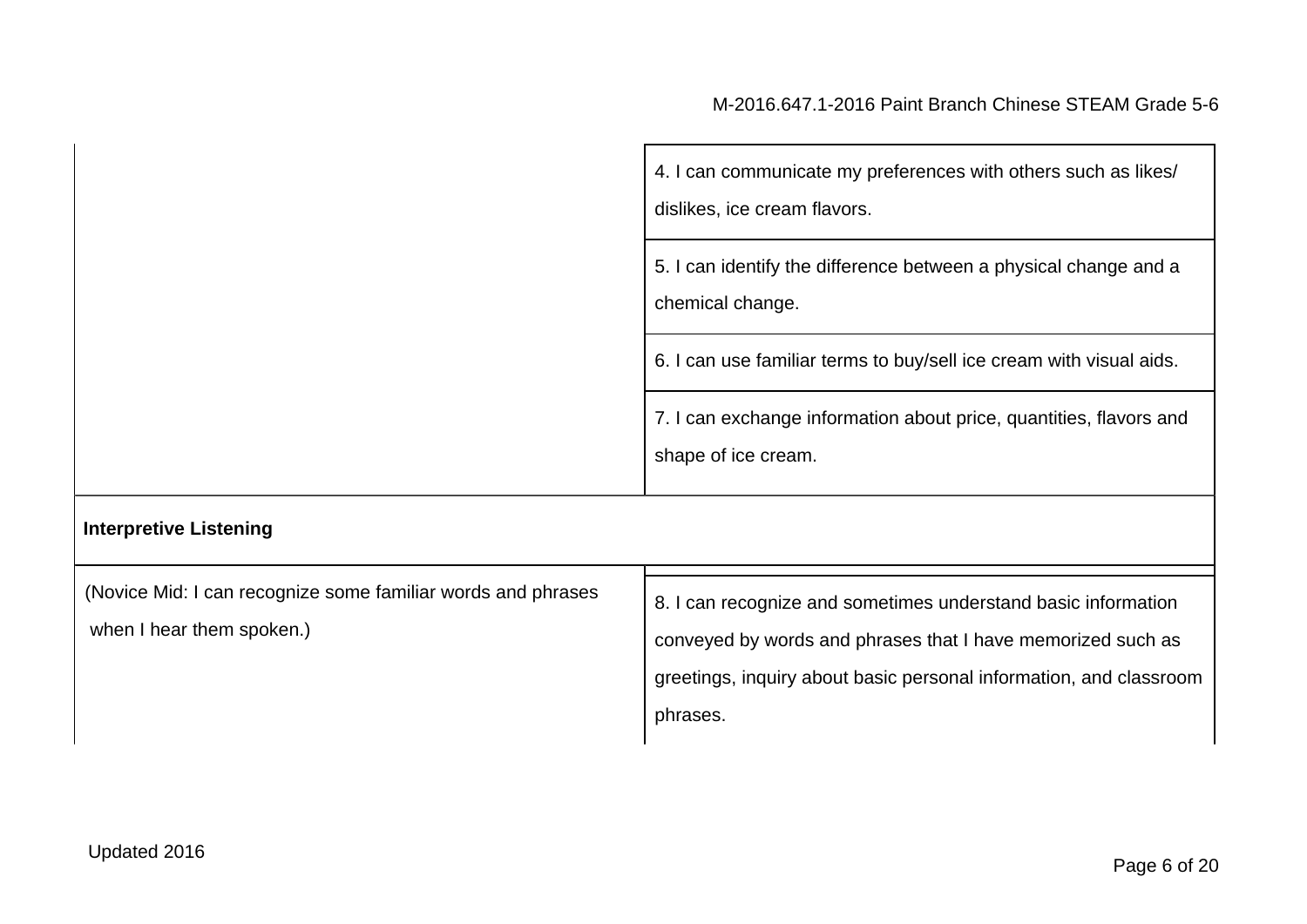| | |
|---|---|
| | 4. I can communicate my preferences with others such as likes/ dislikes, ice cream flavors. |
| | 5. I can identify the difference between a physical change and a chemical change. |
| | 6. I can use familiar terms to buy/sell ice cream with visual aids. |
| | 7. I can exchange information about price, quantities, flavors and shape of ice cream. |
| **Interpretive Listening** | |
| (Novice Mid: I can recognize some familiar words and phrases when I hear them spoken.) | 8. I can recognize and sometimes understand basic information conveyed by words and phrases that I have memorized such as greetings, inquiry about basic personal information, and classroom phrases. |

Updated 2016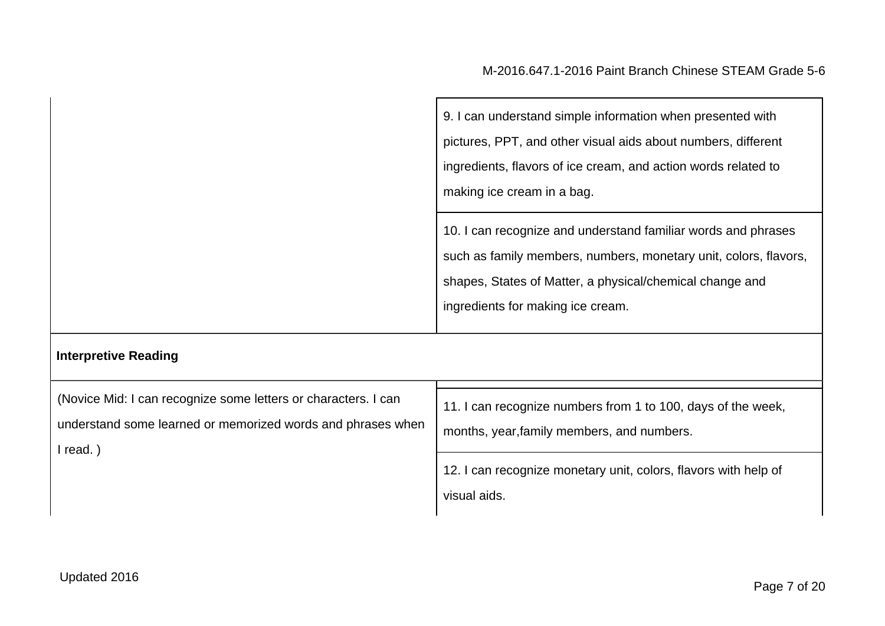| | |
|---|---|
| | 9. I can understand simple information when presented with pictures, PPT, and other visual aids about numbers, different ingredients, flavors of ice cream, and action words related to making ice cream in a bag. |
| | 10. I can recognize and understand familiar words and phrases such as family members, numbers, monetary unit, colors, flavors, shapes, States of Matter, a physical/chemical change and ingredients for making ice cream. |
| **Interpretive Reading** | |
| (Novice Mid: I can recognize some letters or characters. I can understand some learned or memorized words and phrases when I read. ) | 11. I can recognize numbers from 1 to 100, days of the week, months, year,family members, and numbers. |
| | 12. I can recognize monetary unit, colors, flavors with help of visual aids. |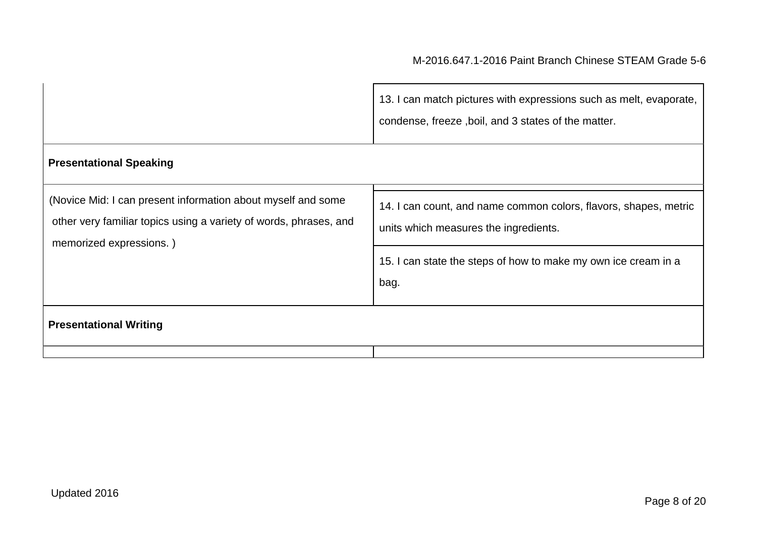| | |
|---|---|
| | 13. I can match pictures with expressions such as melt, evaporate, condense, freeze ,boil, and 3 states of the matter. |
| **Presentational Speaking** | |
| (Novice Mid: I can present information about myself and some other very familiar topics using a variety of words, phrases, and memorized expressions. ) | 14. I can count, and name common colors, flavors, shapes, metric units which measures the ingredients. |
| | 15. I can state the steps of how to make my own ice cream in a bag. |
| **Presentational Writing** | |
| | |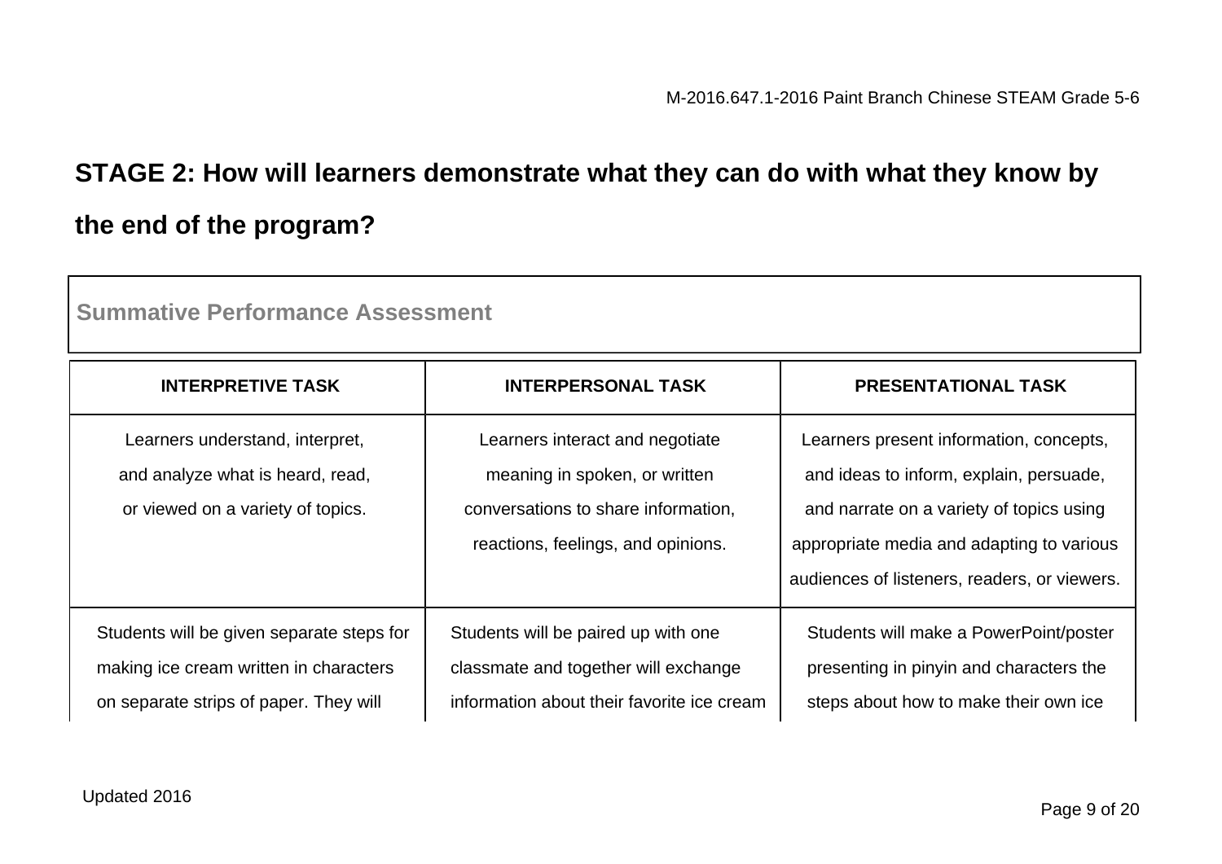## STAGE 2: How will learners demonstrate what they can do with what they know by the end of the program?

**Summative Performance Assessment**

| INTERPRETIVE TASK | INTERPERSONAL TASK | PRESENTATIONAL TASK |
|---|---|---|
| Learners understand, interpret, and analyze what is heard, read, or viewed on a variety of topics. | Learners interact and negotiate meaning in spoken, or written conversations to share information, reactions, feelings, and opinions. | Learners present information, concepts, and ideas to inform, explain, persuade, and narrate on a variety of topics using appropriate media and adapting to various audiences of listeners, readers, or viewers. |
| Students will be given separate steps for making ice cream written in characters on separate strips of paper. They will | Students will be paired up with one classmate and together will exchange information about their favorite ice cream | Students will make a PowerPoint/poster presenting in pinyin and characters the steps about how to make their own ice |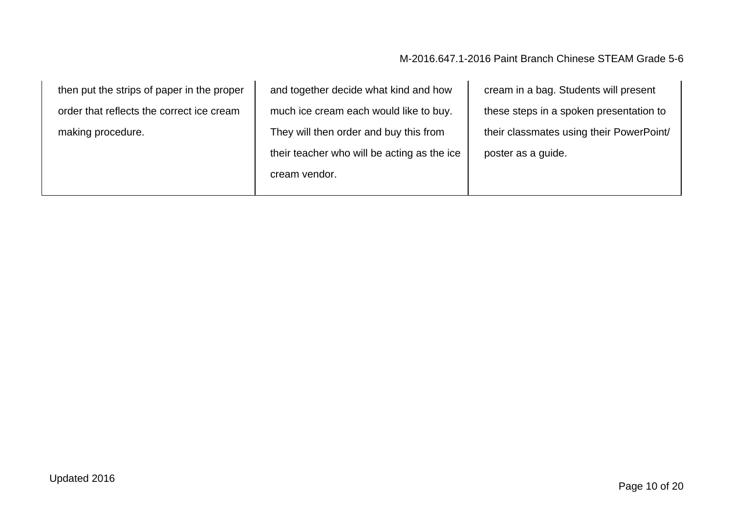| | | |
|---|---|---|
| then put the strips of paper in the proper order that reflects the correct ice cream making procedure. | and together decide what kind and how much ice cream each would like to buy. They will then order and buy this from their teacher who will be acting as the ice cream vendor. | cream in a bag. Students will present these steps in a spoken presentation to their classmates using their PowerPoint/ poster as a guide. |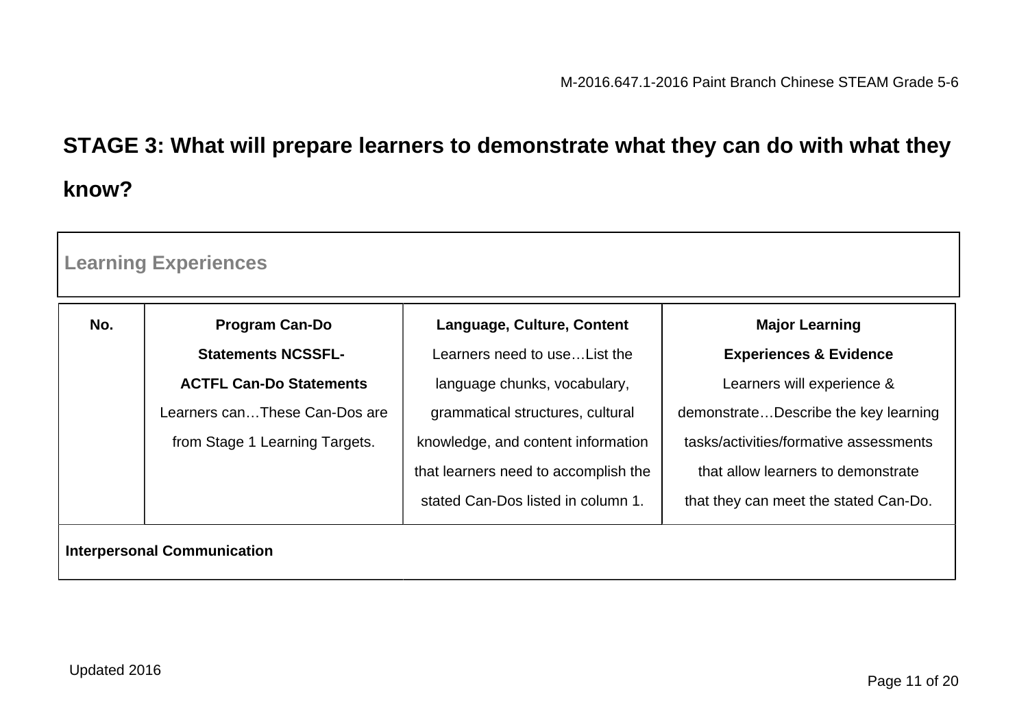## STAGE 3: What will prepare learners to demonstrate what they can do with what they know?

**Learning Experiences**

| No. | **Program Can-Do Statements NCSSFL-ACTFL Can-Do Statements** Learners can…These Can-Dos are from Stage 1 Learning Targets. | **Language, Culture, Content** Learners need to use…List the language chunks, vocabulary, grammatical structures, cultural knowledge, and content information that learners need to accomplish the stated Can-Dos listed in column 1. | **Major Learning Experiences & Evidence** Learners will experience & demonstrate…Describe the key learning tasks/activities/formative assessments that allow learners to demonstrate that they can meet the stated Can-Do. |
|---|---|---|---|
| **Interpersonal Communication** | | | |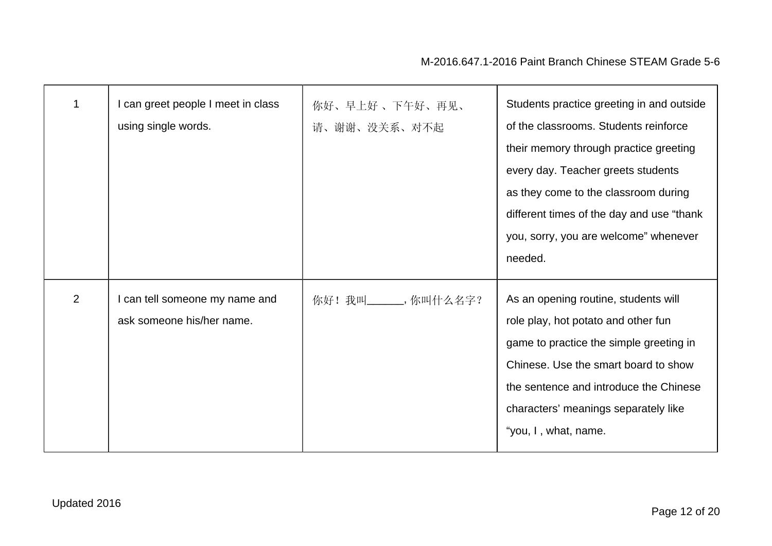| 1 | I can greet people I meet in class using single words. | 你好、早上好 、下午好、再见、请、谢谢、没关系、对不起 | Students practice greeting in and outside of the classrooms. Students reinforce their memory through practice greeting every day. Teacher greets students as they come to the classroom during different times of the day and use “thank you, sorry, you are welcome” whenever needed. |
|---|---|---|---|
| 2 | I can tell someone my name and ask someone his/her name. | 你好！我叫______, 你叫什么名字？ | As an opening routine, students will role play, hot potato and other fun game to practice the simple greeting in Chinese. Use the smart board to show the sentence and introduce the Chinese characters’ meanings separately like “you, I , what, name. |

Updated 2016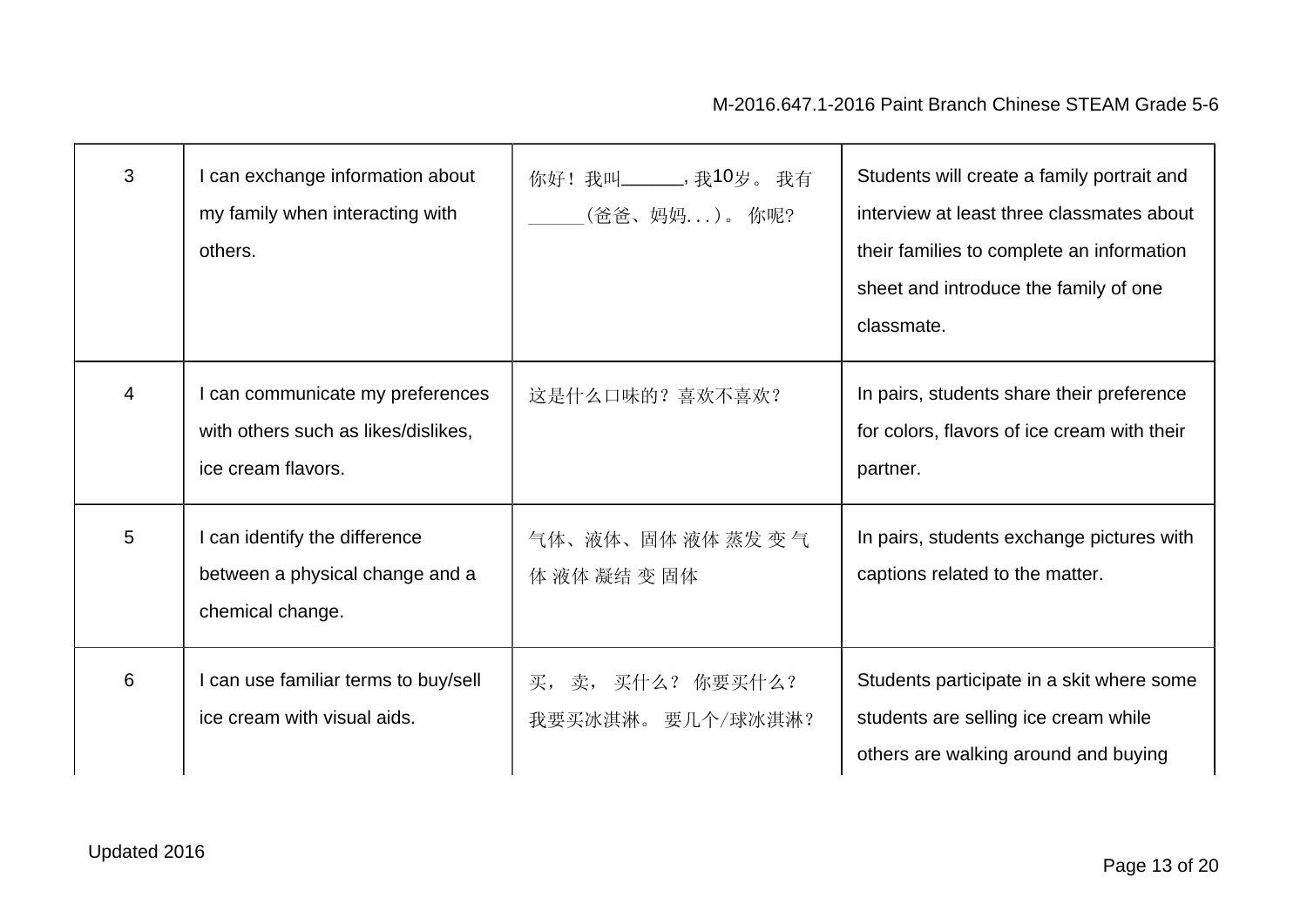| 3 | I can exchange information about my family when interacting with others. | 你好！我叫\_\_\_\_\_\_，我10岁。我有\_\_\_\_\_\_(爸爸、妈妈...)。你呢? | Students will create a family portrait and interview at least three classmates about their families to complete an information sheet and introduce the family of one classmate. |
|---|---|---|---|
| 4 | I can communicate my preferences with others such as likes/dislikes, ice cream flavors. | 这是什么口味的？喜欢不喜欢？ | In pairs, students share their preference for colors, flavors of ice cream with their partner. |
| 5 | I can identify the difference between a physical change and a chemical change. | 气体、液体、固体 液体 蒸发 变 气体 液体 凝结 变 固体 | In pairs, students exchange pictures with captions related to the matter. |
| 6 | I can use familiar terms to buy/sell ice cream with visual aids. | 买，卖，买什么？你要买什么？我要买冰淇淋。要几个/球冰淇淋？ | Students participate in a skit where some students are selling ice cream while others are walking around and buying |

Updated 2016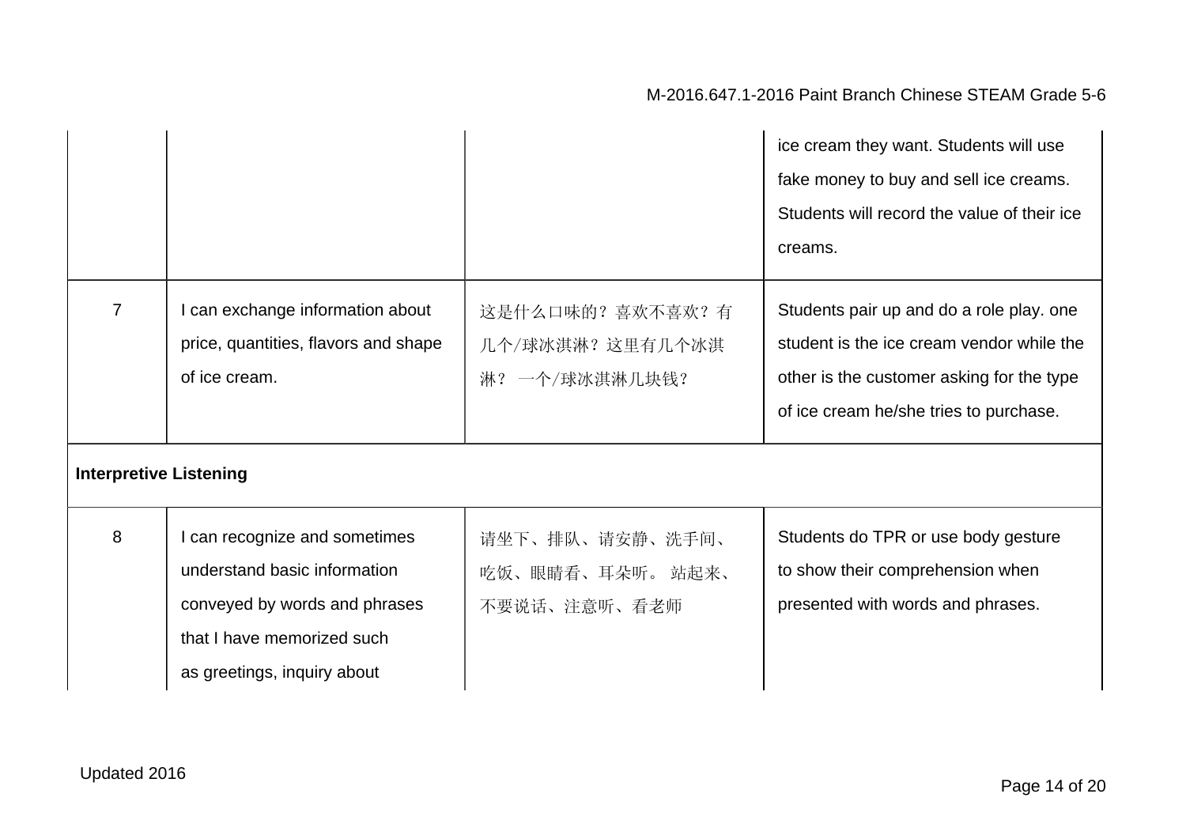| | | | |
|---|---|---|---|
| | | | ice cream they want. Students will use fake money to buy and sell ice creams. Students will record the value of their ice creams. |
| 7 | I can exchange information about price, quantities, flavors and shape of ice cream. | 这是什么口味的？喜欢不喜欢？有几个/球冰淇淋？这里有几个冰淇淋？ 一个/球冰淇淋几块钱？ | Students pair up and do a role play. one student is the ice cream vendor while the other is the customer asking for the type of ice cream he/she tries to purchase. |
| **Interpretive Listening** | | | |
| 8 | I can recognize and sometimes understand basic information conveyed by words and phrases that I have memorized such as greetings, inquiry about | 请坐下、排队、请安静、洗手间、吃饭、眼睛看、耳朵听。 站起来、不要说话、注意听、看老师 | Students do TPR or use body gesture to show their comprehension when presented with words and phrases. |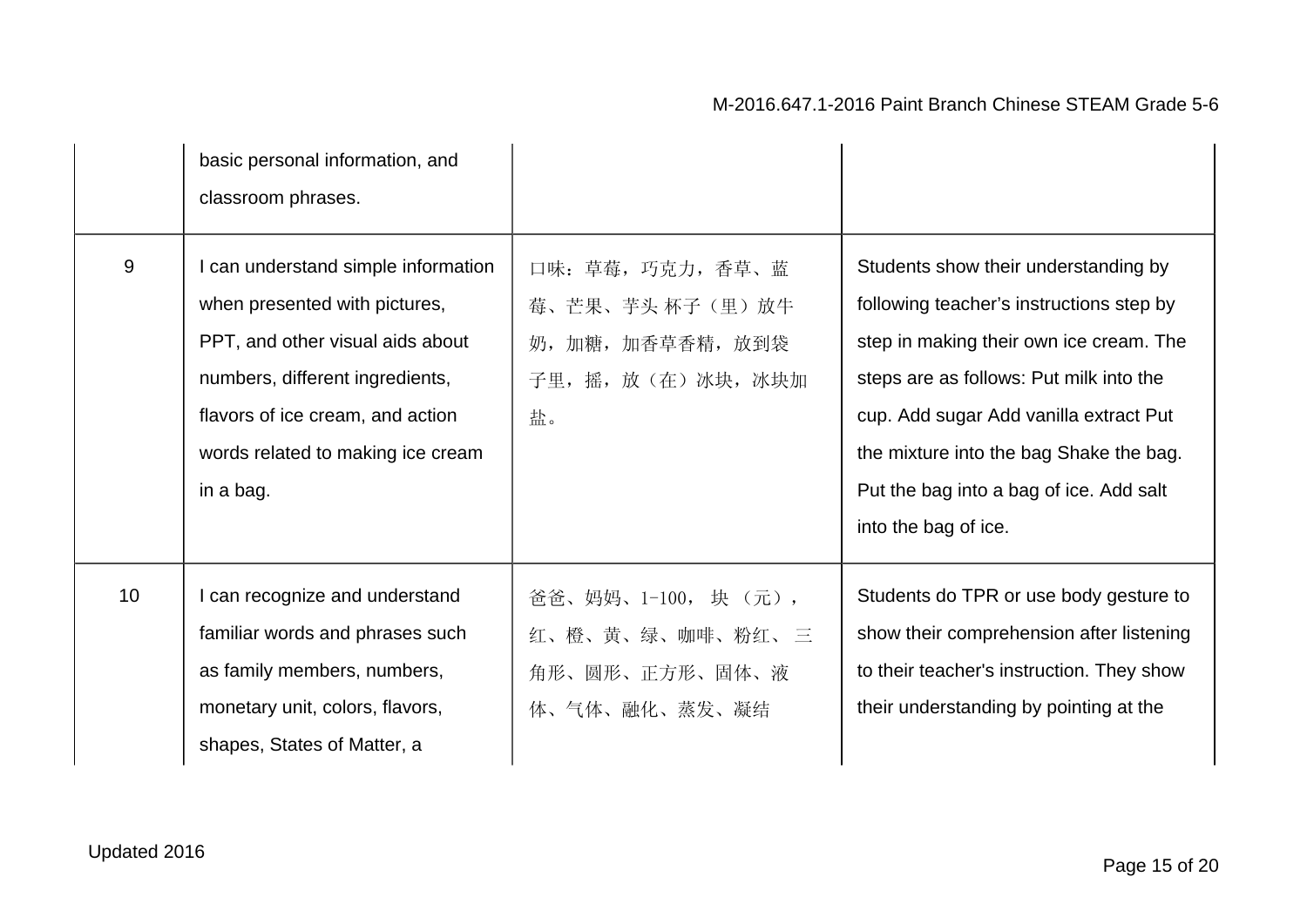| | | | |
|---|---|---|---|
| | basic personal information, and classroom phrases. | | |
| 9 | I can understand simple information when presented with pictures, PPT, and other visual aids about numbers, different ingredients, flavors of ice cream, and action words related to making ice cream in a bag. | 口味：草莓，巧克力，香草、蓝莓、芒果、芋头 杯子（里）放牛奶，加糖，加香草香精，放到袋子里，摇，放（在）冰块，冰块加盐。 | Students show their understanding by following teacher's instructions step by step in making their own ice cream. The steps are as follows: Put milk into the cup. Add sugar Add vanilla extract Put the mixture into the bag Shake the bag. Put the bag into a bag of ice. Add salt into the bag of ice. |
| 10 | I can recognize and understand familiar words and phrases such as family members, numbers, monetary unit, colors, flavors, shapes, States of Matter, a | 爸爸、妈妈、1-100， 块 （元），红、橙、黄、绿、咖啡、粉红、 三角形、圆形、正方形、固体、液体、气体、融化、蒸发、凝结 | Students do TPR or use body gesture to show their comprehension after listening to their teacher's instruction. They show their understanding by pointing at the |

Updated 2016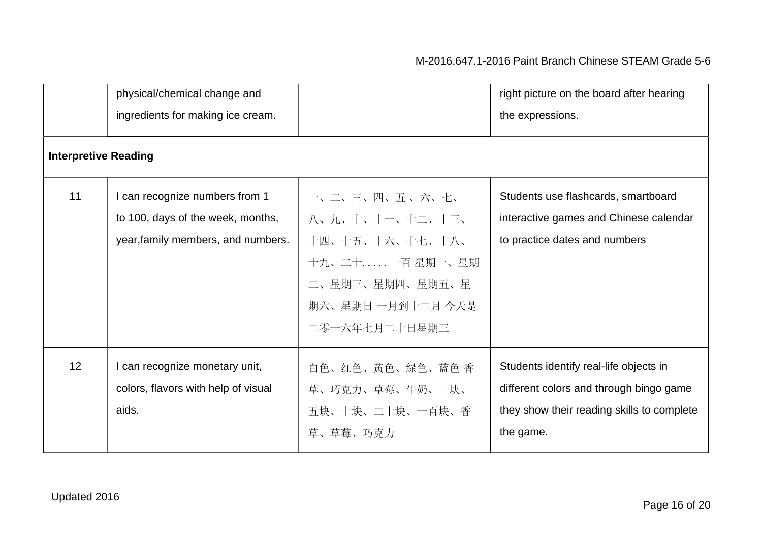| | physical/chemical change and ingredients for making ice cream. | | right picture on the board after hearing the expressions. |
|---|---|---|---|
| **Interpretive Reading** | | | |
| 11 | I can recognize numbers from 1 to 100, days of the week, months, year,family members, and numbers. | 一、二、三、四、五 、六、七、八、九、十、十一、十二、十三、十四、十五、十六、十七、十八、十九、二十. . . . . 一百 星期一、星期二、星期三、星期四、星期五、星期六、星期日 一月到十二月 今天是二零一六年七月二十日星期三 | Students use flashcards, smartboard interactive games and Chinese calendar to practice dates and numbers |
| 12 | I can recognize monetary unit, colors, flavors with help of visual aids. | 白色、红色、黄色、绿色、蓝色 香草、巧克力、草莓、牛奶、一块、五块、十块、二十块、一百块、香草、草莓、巧克力 | Students identify real-life objects in different colors and through bingo game they show their reading skills to complete the game. |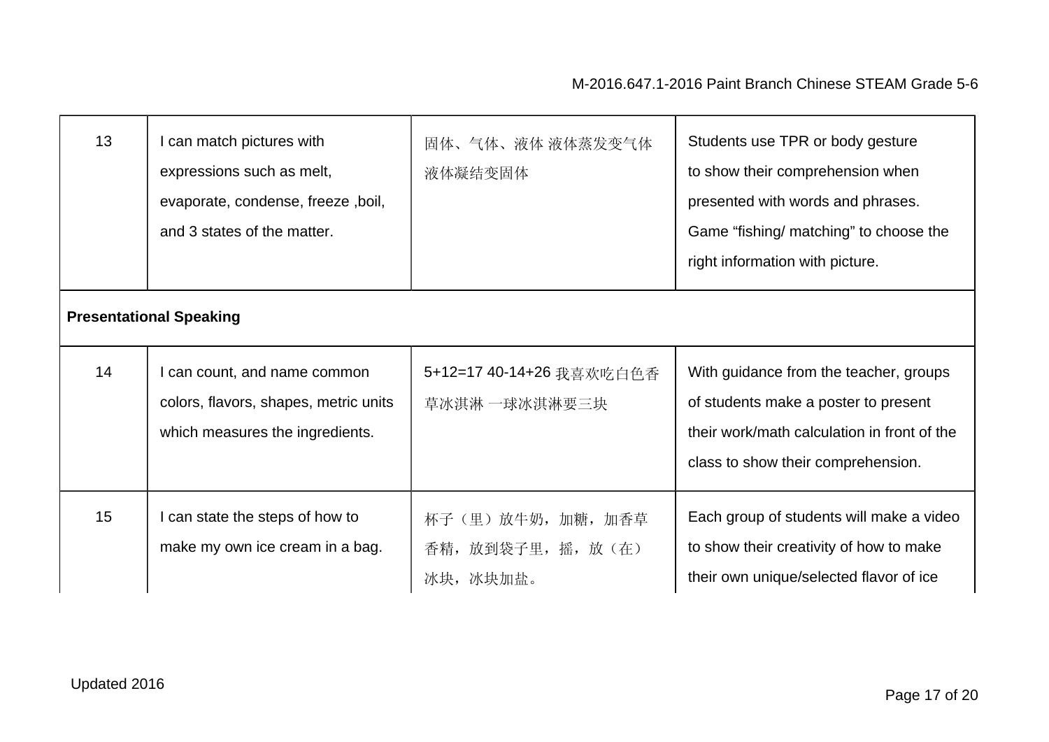| 13 | I can match pictures with expressions such as melt, evaporate, condense, freeze ,boil, and 3 states of the matter. | 固体、气体、液体 液体蒸发变气体 液体凝结变固体 | Students use TPR or body gesture to show their comprehension when presented with words and phrases. Game “fishing/ matching” to choose the right information with picture. |
|---|---|---|---|
| **Presentational Speaking** | | | |
| 14 | I can count, and name common colors, flavors, shapes, metric units which measures the ingredients. | 5+12=17 40-14+26 我喜欢吃白色香草冰淇淋 一球冰淇淋要三块 | With guidance from the teacher, groups of students make a poster to present their work/math calculation in front of the class to show their comprehension. |
| 15 | I can state the steps of how to make my own ice cream in a bag. | 杯子（里）放牛奶，加糖，加香草香精，放到袋子里，摇，放（在）冰块，冰块加盐。 | Each group of students will make a video to show their creativity of how to make their own unique/selected flavor of ice |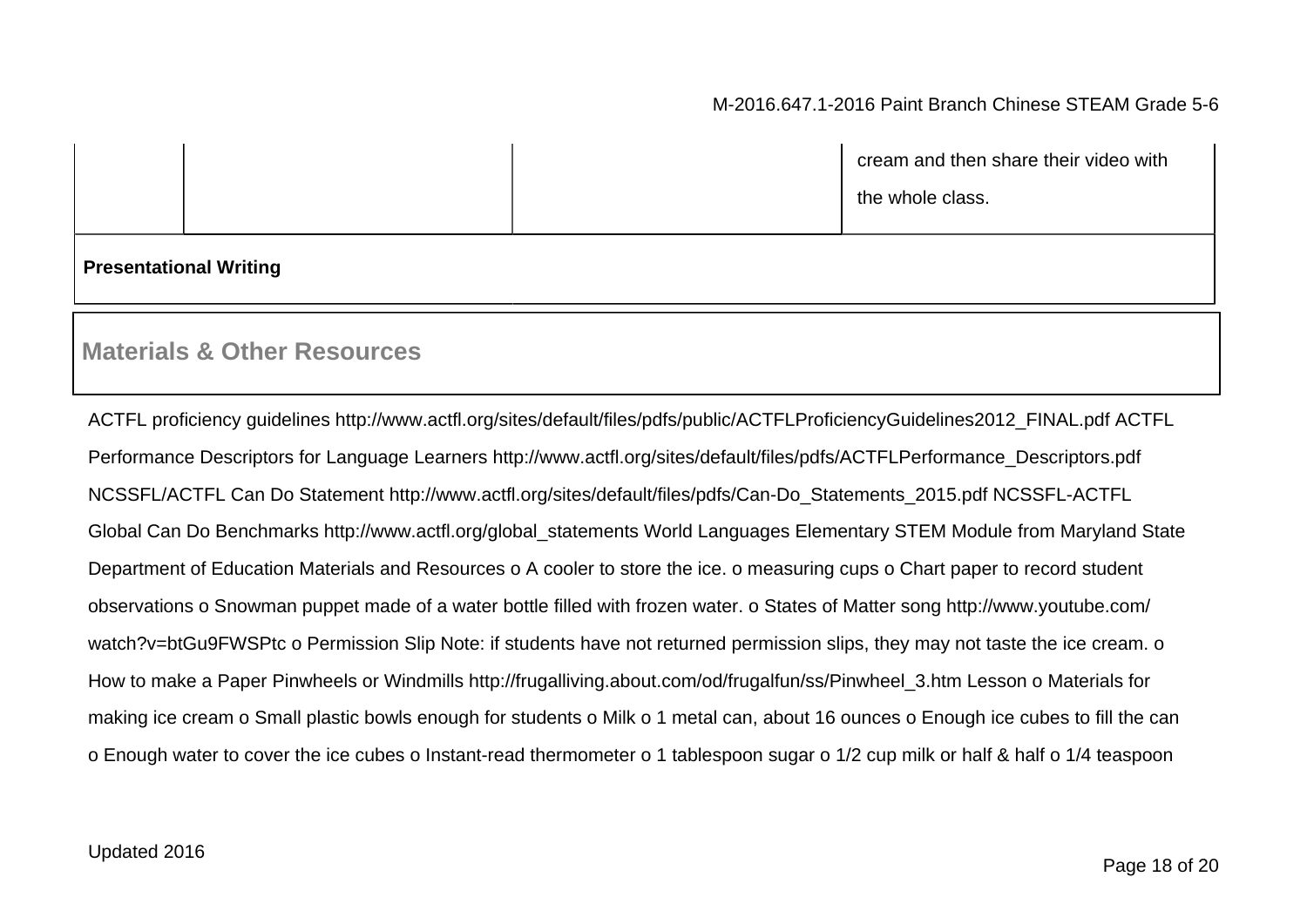| | | | |
|---|---|---|---|
| | | | cream and then share their video with the whole class. |

**Presentational Writing**

## Materials & Other Resources

ACTFL proficiency guidelines http://www.actfl.org/sites/default/files/pdfs/public/ACTFLProficiencyGuidelines2012_FINAL.pdf ACTFL Performance Descriptors for Language Learners http://www.actfl.org/sites/default/files/pdfs/ACTFLPerformance_Descriptors.pdf NCSSFL/ACTFL Can Do Statement http://www.actfl.org/sites/default/files/pdfs/Can-Do_Statements_2015.pdf NCSSFL-ACTFL Global Can Do Benchmarks http://www.actfl.org/global_statements World Languages Elementary STEM Module from Maryland State Department of Education Materials and Resources o A cooler to store the ice. o measuring cups o Chart paper to record student observations o Snowman puppet made of a water bottle filled with frozen water. o States of Matter song http://www.youtube.com/watch?v=btGu9FWSPtc o Permission Slip Note: if students have not returned permission slips, they may not taste the ice cream. o How to make a Paper Pinwheels or Windmills http://frugalliving.about.com/od/frugalfun/ss/Pinwheel_3.htm Lesson o Materials for making ice cream o Small plastic bowls enough for students o Milk o 1 metal can, about 16 ounces o Enough ice cubes to fill the can o Enough water to cover the ice cubes o Instant-read thermometer o 1 tablespoon sugar o 1/2 cup milk or half & half o 1/4 teaspoon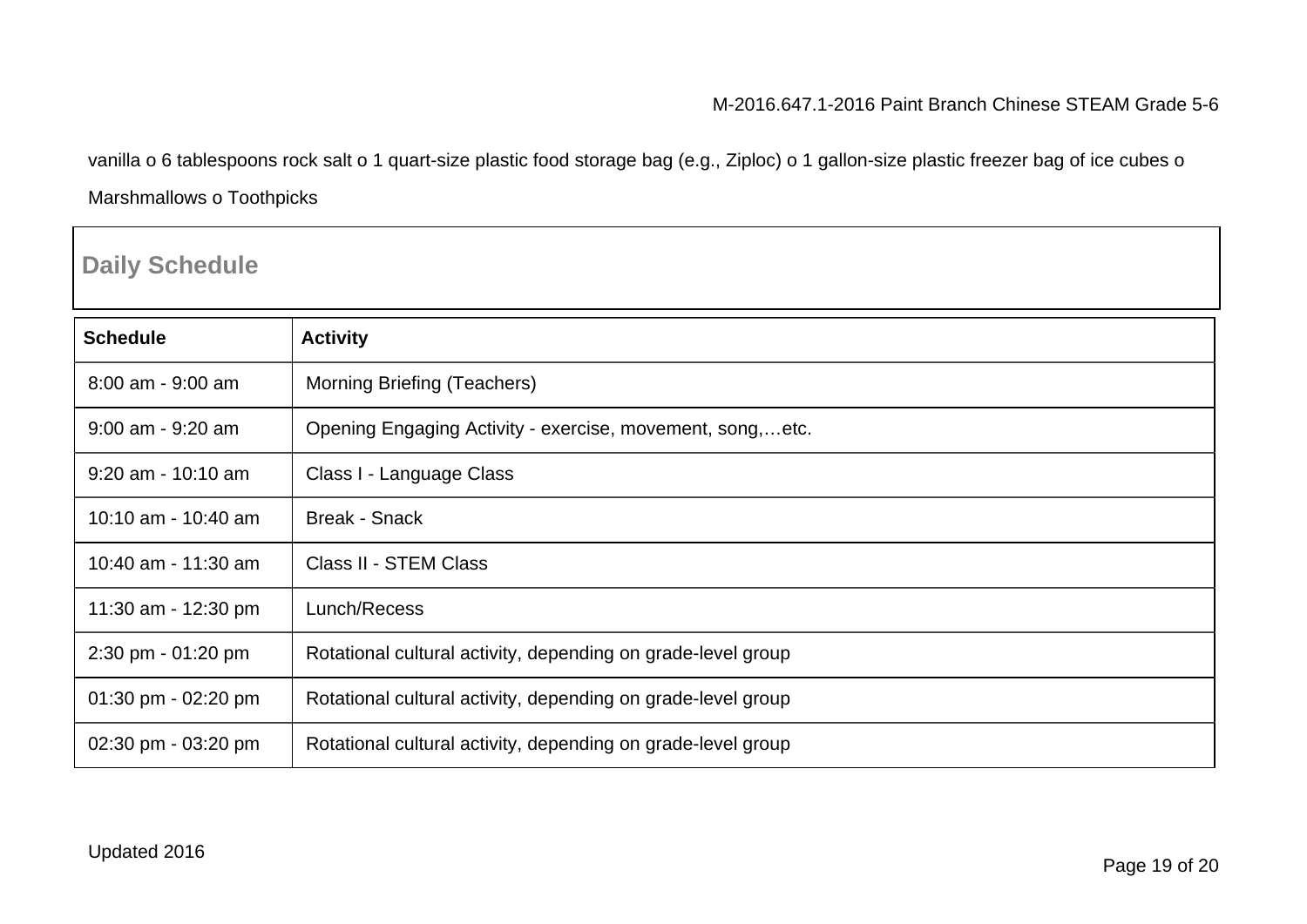vanilla o 6 tablespoons rock salt o 1 quart-size plastic food storage bag (e.g., Ziploc) o 1 gallon-size plastic freezer bag of ice cubes o Marshmallows o Toothpicks

## Daily Schedule

| Schedule | Activity |
|---|---|
| 8:00 am - 9:00 am | Morning Briefing (Teachers) |
| 9:00 am - 9:20 am | Opening Engaging Activity - exercise, movement, song,…etc. |
| 9:20 am - 10:10 am | Class I - Language Class |
| 10:10 am - 10:40 am | Break - Snack |
| 10:40 am - 11:30 am | Class II - STEM Class |
| 11:30 am - 12:30 pm | Lunch/Recess |
| 2:30 pm - 01:20 pm | Rotational cultural activity, depending on grade-level group |
| 01:30 pm - 02:20 pm | Rotational cultural activity, depending on grade-level group |
| 02:30 pm - 03:20 pm | Rotational cultural activity, depending on grade-level group |

Updated 2016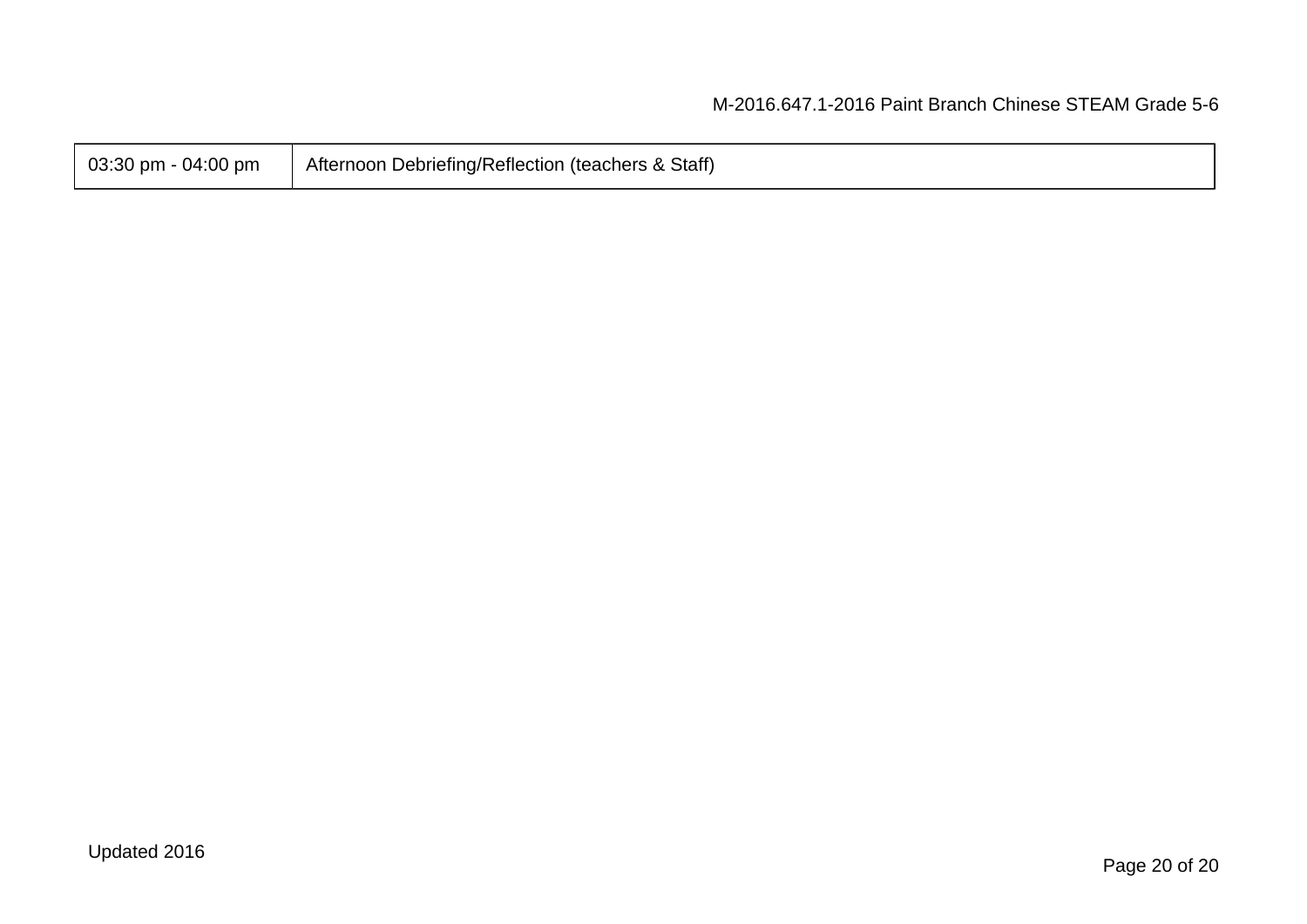| | |
|---|---|
| 03:30 pm - 04:00 pm | Afternoon Debriefing/Reflection (teachers & Staff) |